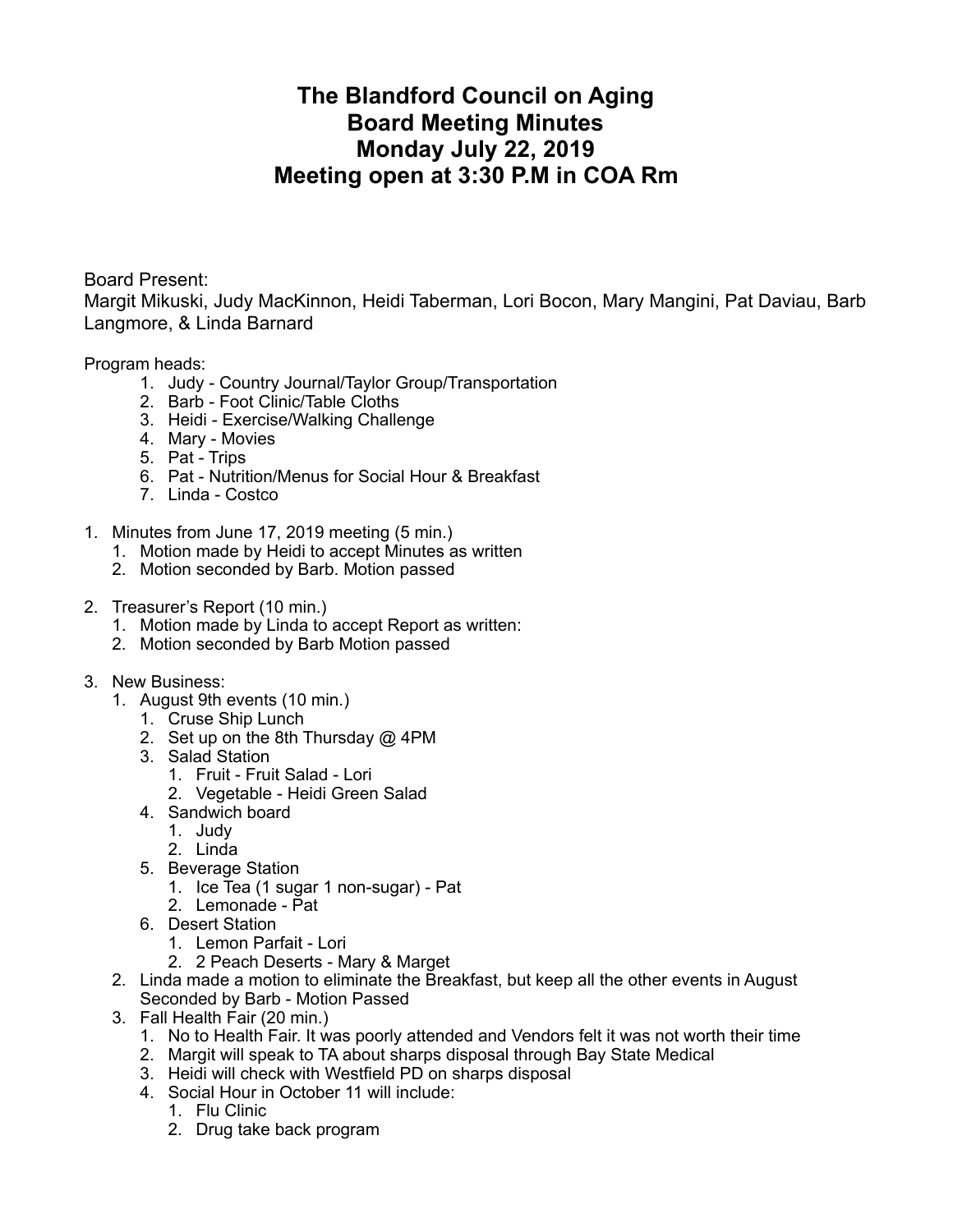# The Blandford Council on Aging
# Board Meeting Minutes
# Monday July 22, 2019
# Meeting open at 3:30 P.M in COA Rm

Board Present:
Margit Mikuski, Judy MacKinnon, Heidi Taberman, Lori Bocon, Mary Mangini, Pat Daviau, Barb Langmore, & Linda Barnard

Program heads:

1. Judy - Country Journal/Taylor Group/Transportation
2. Barb - Foot Clinic/Table Cloths
3. Heidi - Exercise/Walking Challenge
4. Mary - Movies
5. Pat - Trips
6. Pat - Nutrition/Menus for Social Hour & Breakfast
7. Linda - Costco

1. Minutes from June 17, 2019 meeting (5 min.)
   1. Motion made by Heidi to accept Minutes as written
   2. Motion seconded by Barb. Motion passed

2. Treasurer's Report (10 min.)
   1. Motion made by Linda to accept Report as written:
   2. Motion seconded by Barb Motion passed

3. New Business:
   1. August 9th events (10 min.)
      1. Cruse Ship Lunch
      2. Set up on the 8th Thursday @ 4PM
      3. Salad Station
         1. Fruit - Fruit Salad - Lori
         2. Vegetable - Heidi Green Salad
      4. Sandwich board
         1. Judy
         2. Linda
      5. Beverage Station
         1. Ice Tea (1 sugar 1 non-sugar) - Pat
         2. Lemonade - Pat
      6. Desert Station
         1. Lemon Parfait - Lori
         2. 2 Peach Deserts - Mary & Marget
   2. Linda made a motion to eliminate the Breakfast, but keep all the other events in August Seconded by Barb - Motion Passed
   3. Fall Health Fair (20 min.)
      1. No to Health Fair. It was poorly attended and Vendors felt it was not worth their time
      2. Margit will speak to TA about sharps disposal through Bay State Medical
      3. Heidi will check with Westfield PD on sharps disposal
      4. Social Hour in October 11 will include:
         1. Flu Clinic
         2. Drug take back program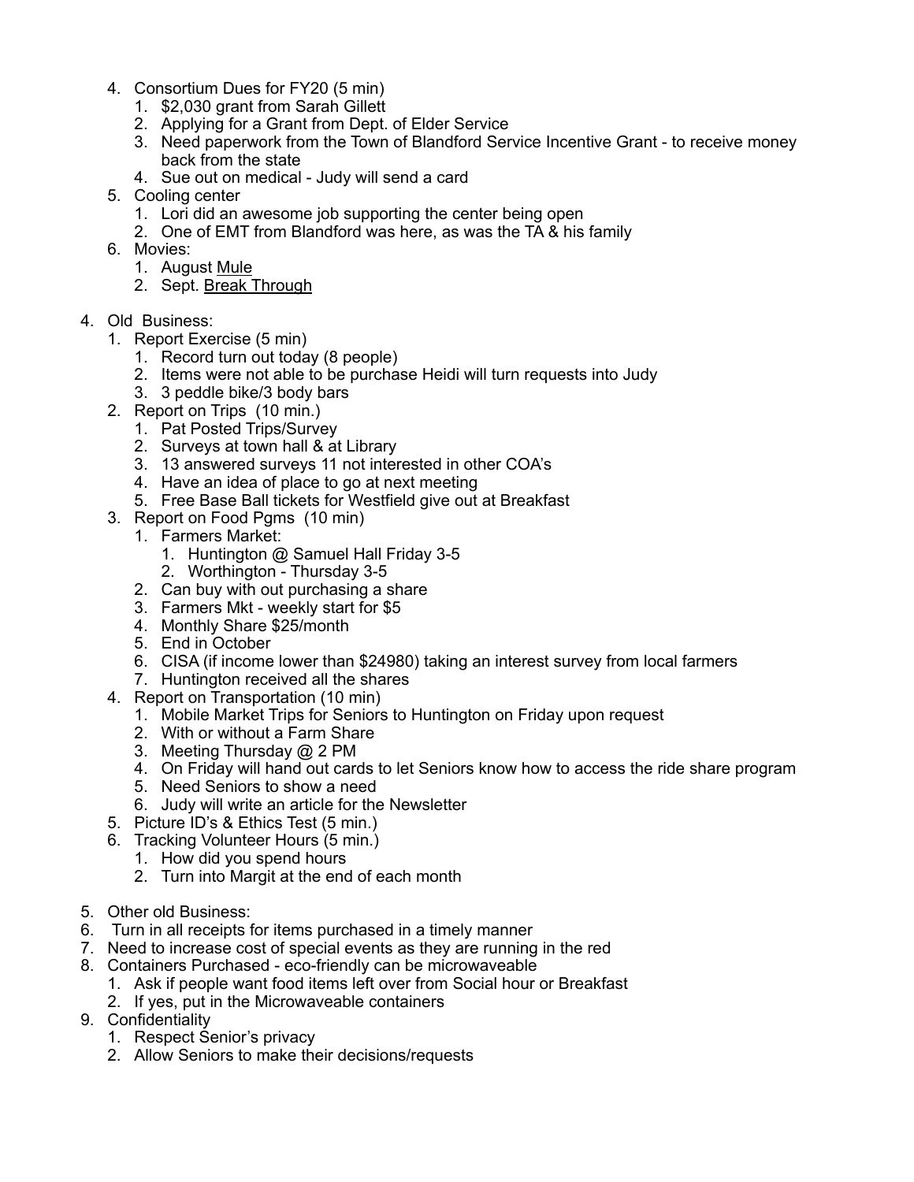4. Consortium Dues for FY20 (5 min)
    1. $2,030 grant from Sarah Gillett
    2. Applying for a Grant from Dept. of Elder Service
    3. Need paperwork from the Town of Blandford Service Incentive Grant - to receive money back from the state
    4. Sue out on medical - Judy will send a card
5. Cooling center
    1. Lori did an awesome job supporting the center being open
    2. One of EMT from Blandford was here, as was the TA & his family
6. Movies:
    1. August <u>Mule</u>
    2. Sept. <u>Break Through</u>

4. Old Business:
    1. Report Exercise (5 min)
        1. Record turn out today (8 people)
        2. Items were not able to be purchase Heidi will turn requests into Judy
        3. 3 peddle bike/3 body bars
    2. Report on Trips (10 min.)
        1. Pat Posted Trips/Survey
        2. Surveys at town hall & at Library
        3. 13 answered surveys 11 not interested in other COA's
        4. Have an idea of place to go at next meeting
        5. Free Base Ball tickets for Westfield give out at Breakfast
    3. Report on Food Pgms (10 min)
        1. Farmers Market:
            1. Huntington @ Samuel Hall Friday 3-5
            2. Worthington - Thursday 3-5
        2. Can buy with out purchasing a share
        3. Farmers Mkt - weekly start for $5
        4. Monthly Share $25/month
        5. End in October
        6. CISA (if income lower than $24980) taking an interest survey from local farmers
        7. Huntington received all the shares
    4. Report on Transportation (10 min)
        1. Mobile Market Trips for Seniors to Huntington on Friday upon request
        2. With or without a Farm Share
        3. Meeting Thursday @ 2 PM
        4. On Friday will hand out cards to let Seniors know how to access the ride share program
        5. Need Seniors to show a need
        6. Judy will write an article for the Newsletter
    5. Picture ID's & Ethics Test (5 min.)
    6. Tracking Volunteer Hours (5 min.)
        1. How did you spend hours
        2. Turn into Margit at the end of each month

5. Other old Business:
6. Turn in all receipts for items purchased in a timely manner
7. Need to increase cost of special events as they are running in the red
8. Containers Purchased - eco-friendly can be microwaveable
    1. Ask if people want food items left over from Social hour or Breakfast
    2. If yes, put in the Microwaveable containers
9. Confidentiality
    1. Respect Senior's privacy
    2. Allow Seniors to make their decisions/requests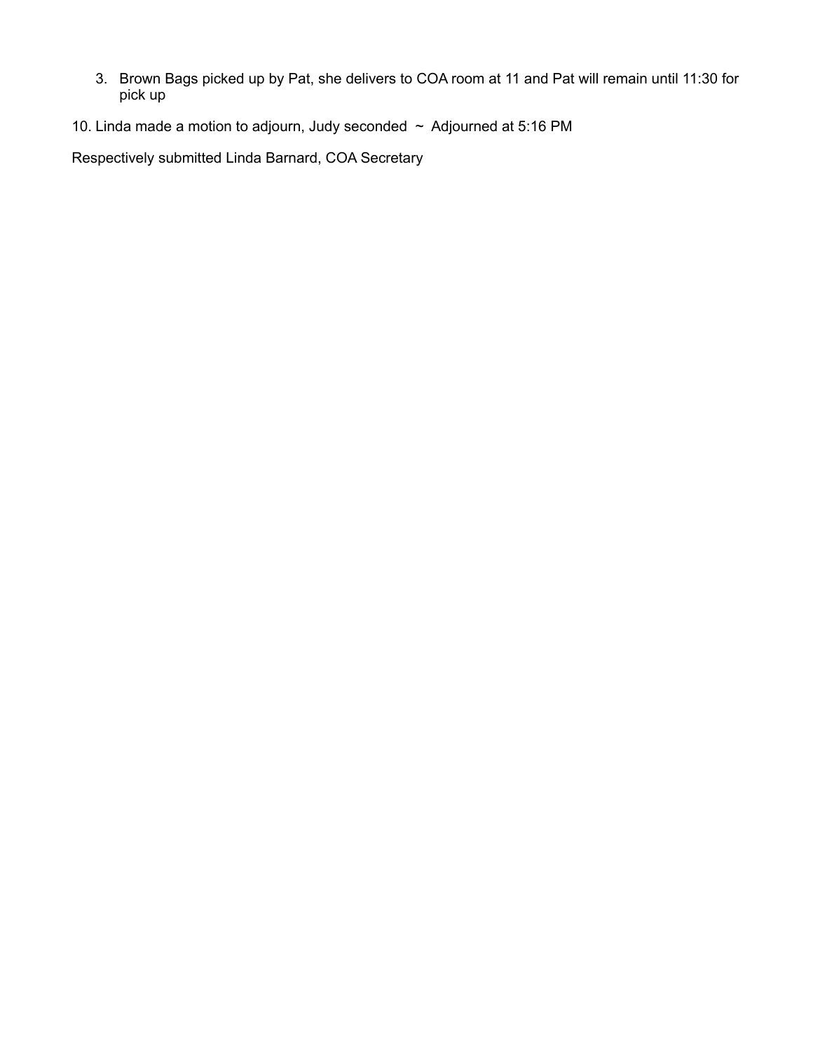3. Brown Bags picked up by Pat, she delivers to COA room at 11 and Pat will remain until 11:30 for pick up

10. Linda made a motion to adjourn, Judy seconded ~ Adjourned at 5:16 PM

Respectively submitted Linda Barnard, COA Secretary